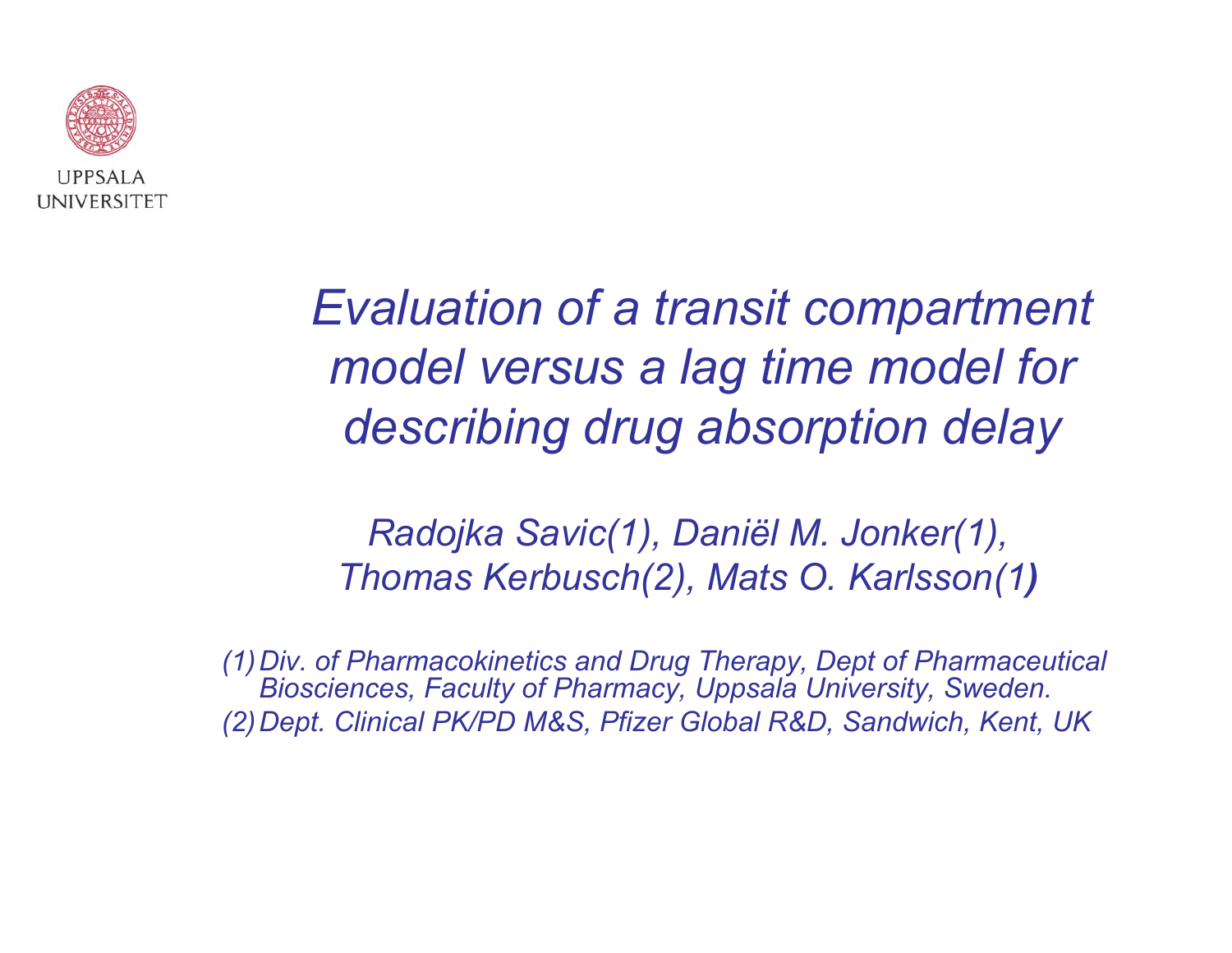UPPSALA UNIVERSITET

# *Evaluation of a transit compartment model versus a lag time model for describing drug absorption delay*

*Radojka Savic(1), Daniël M. Jonker(1), Thomas Kerbusch(2), Mats O. Karlsson(1)*

*(1) Div. of Pharmacokinetics and Drug Therapy, Dept of Pharmaceutical Biosciences, Faculty of Pharmacy, Uppsala University, Sweden.*

*(2) Dept. Clinical PK/PD M&S, Pfizer Global R&D, Sandwich, Kent, UK*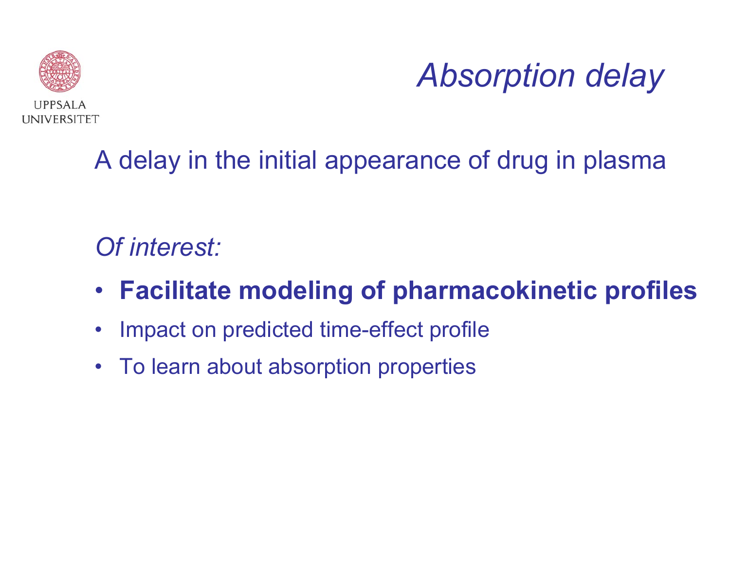# *Absorption delay*

A delay in the initial appearance of drug in plasma

*Of interest:*

- **Facilitate modeling of pharmacokinetic profiles**
- Impact on predicted time-effect profile
- To learn about absorption properties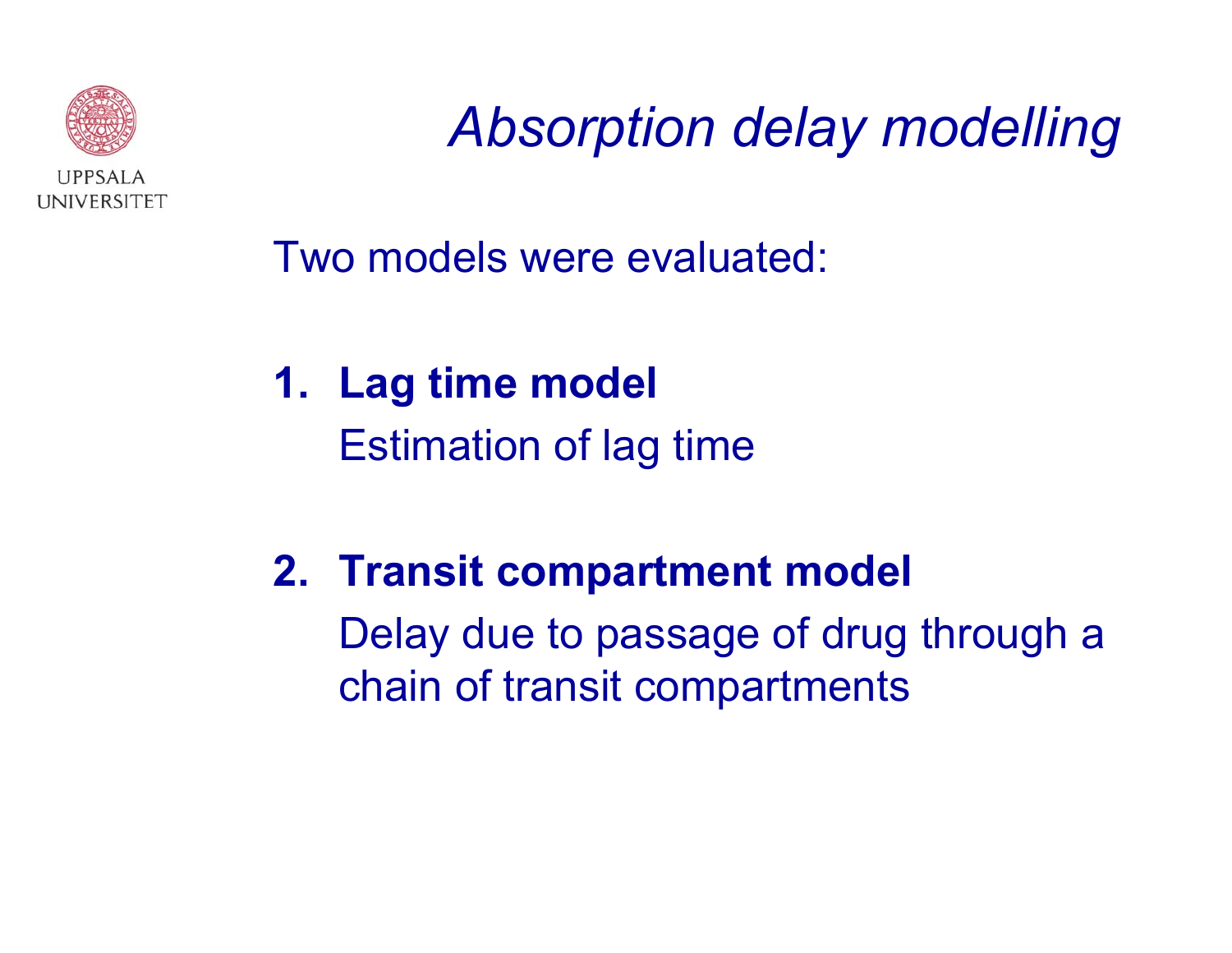# *Absorption delay modelling*

Two models were evaluated:

1. **Lag time model**

   Estimation of lag time

2. **Transit compartment model**

   Delay due to passage of drug through a chain of transit compartments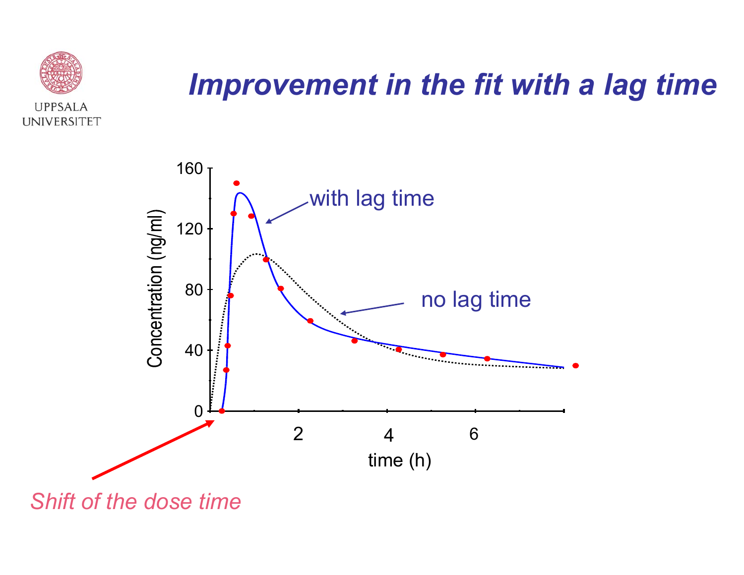# Improvement in the fit with a lag time

with lag time

no lag time

Concentration (ng/ml)

160

120

80

40

0

2

4

6

time (h)

*Shift of the dose time*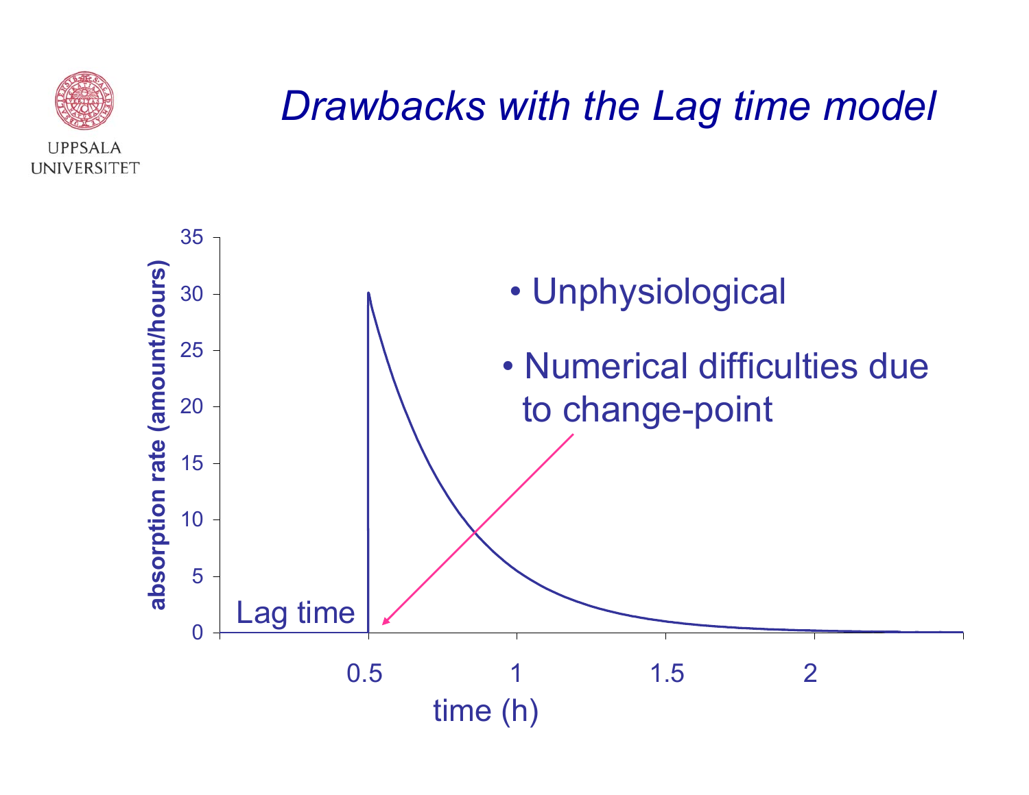# *Drawbacks with the Lag time model*

- Unphysiological
- Numerical difficulties due to change-point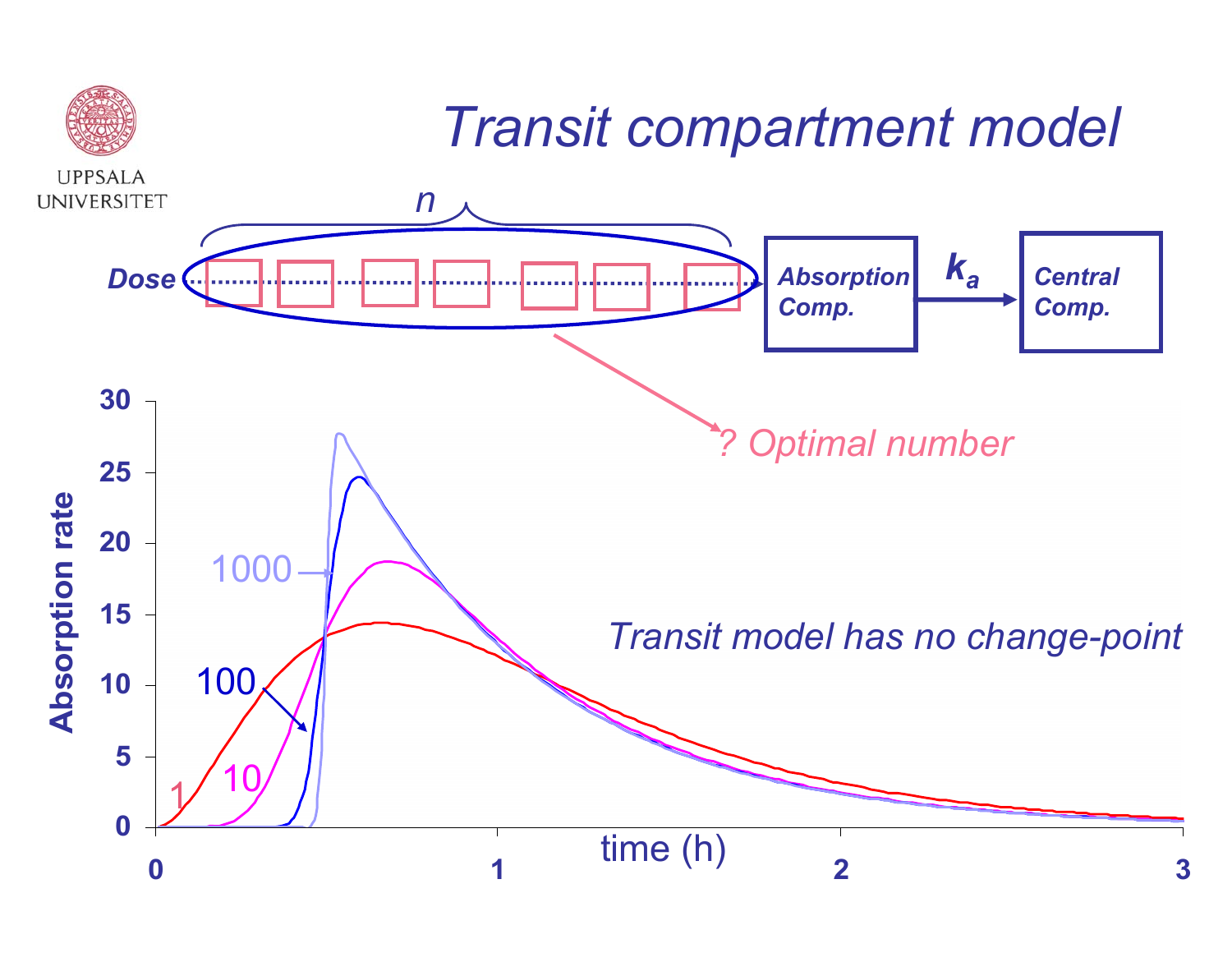# Transit compartment model

*n*

**Dose** → [transit compartments] → **Absorption Comp.** —$k_a$→ **Central Comp.**

*? Optimal number*

*Transit model has no change-point*

Absorption rate

time (h)

Curves labeled: 1, 10, 100, 1000

Y-axis: 0, 5, 10, 15, 20, 25, 30

X-axis: 0, 1, 2, 3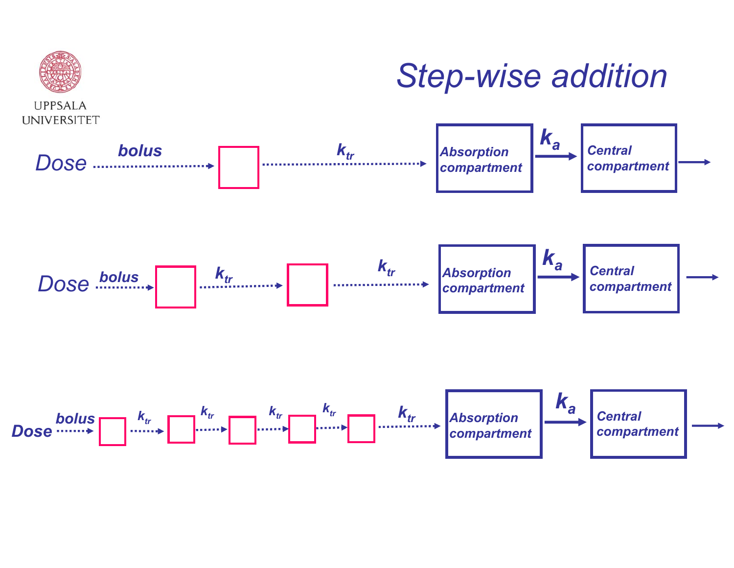# Step-wise addition

Dose $\xrightarrow{\text{bolus}}$ □ $\xrightarrow{k_{tr}}$ Absorption compartment $\xrightarrow{k_a}$ Central compartment →

Dose $\xrightarrow{\text{bolus}}$ □ $\xrightarrow{k_{tr}}$ □ $\xrightarrow{k_{tr}}$ Absorption compartment $\xrightarrow{k_a}$ Central compartment →

Dose $\xrightarrow{\text{bolus}}$ □ $\xrightarrow{k_{tr}}$ □ $\xrightarrow{k_{tr}}$ □ $\xrightarrow{k_{tr}}$ □ $\xrightarrow{k_{tr}}$ □ $\xrightarrow{k_{tr}}$ Absorption compartment $\xrightarrow{k_a}$ Central compartment →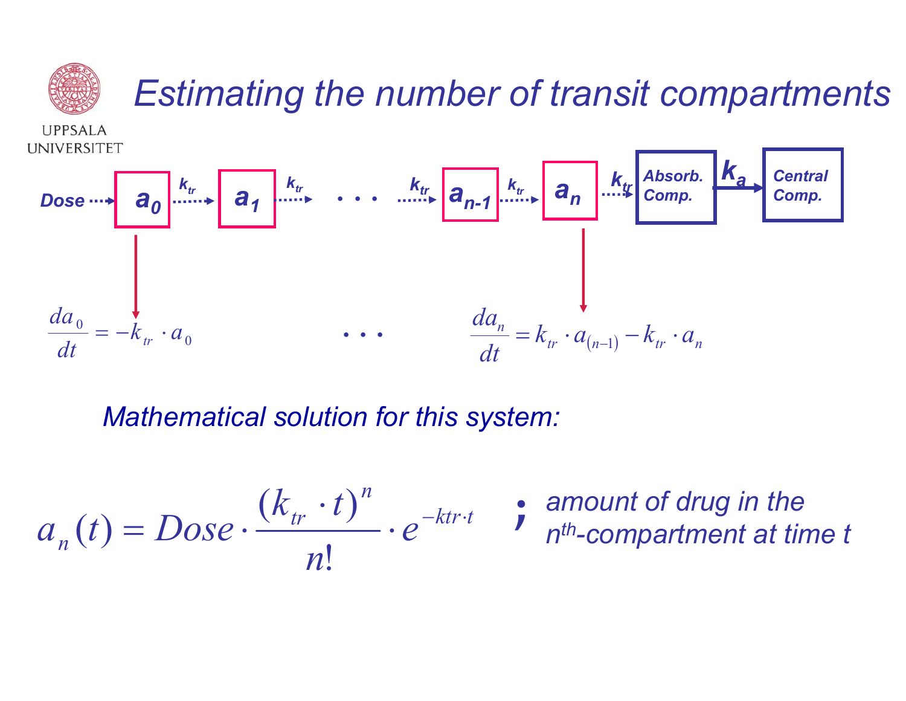# Estimating the number of transit compartments

Dose → $a_0$ →($k_{tr}$) $a_1$ →($k_{tr}$) . . . →($k_{tr}$) $a_{n-1}$ →($k_{tr}$) $a_n$ →($k_{tr}$) Absorb. Comp. →($k_a$) Central Comp.

$$\frac{da_0}{dt} = -k_{tr} \cdot a_0$$

. . .

$$\frac{da_n}{dt} = k_{tr} \cdot a_{(n-1)} - k_{tr} \cdot a_n$$

*Mathematical solution for this system:*

$$a_n(t) = Dose \cdot \frac{(k_{tr} \cdot t)^n}{n!} \cdot e^{-ktr \cdot t}$$

; *amount of drug in the $n^{th}$-compartment at time t*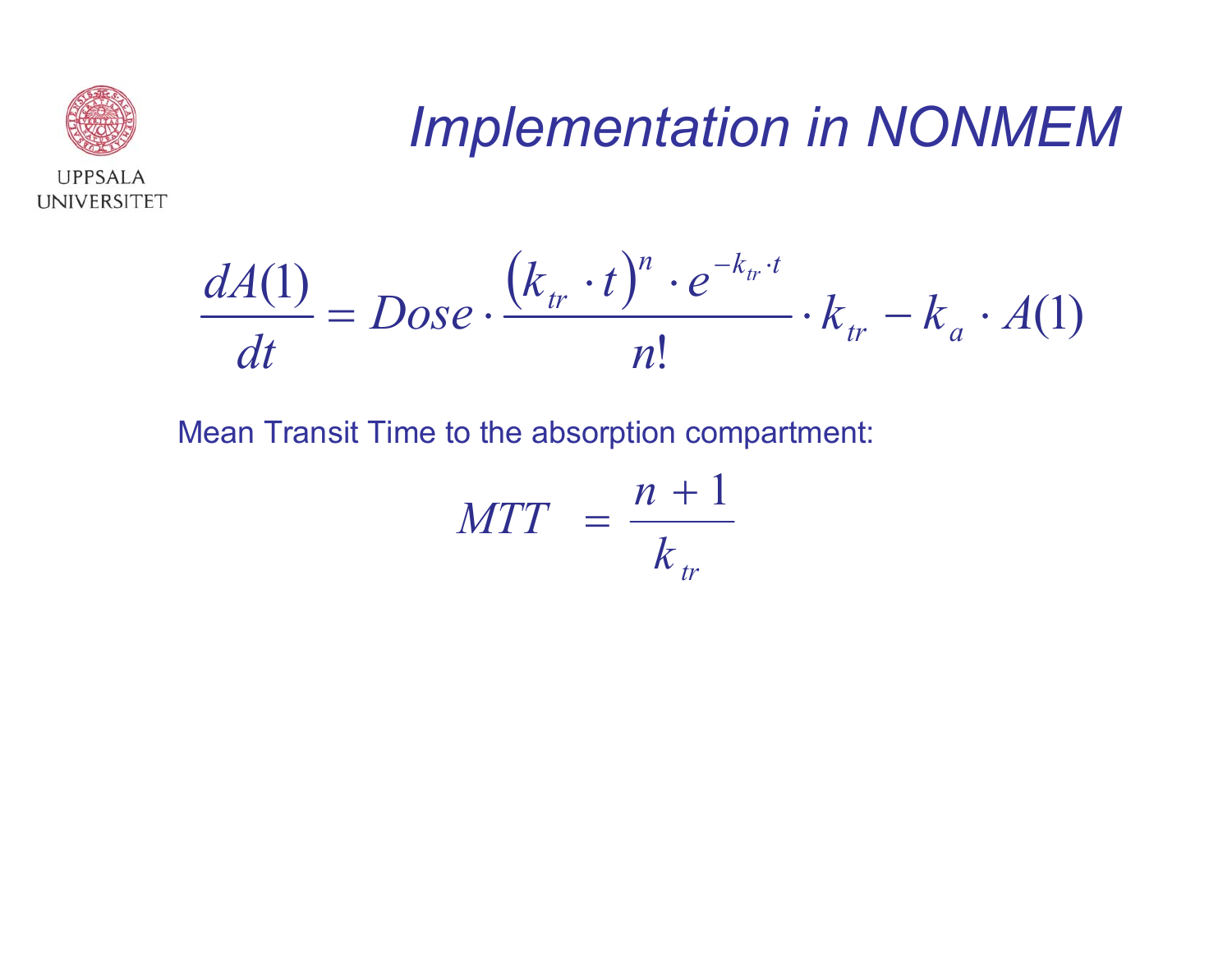# Implementation in NONMEM

$$\frac{dA(1)}{dt} = Dose \cdot \frac{\left(k_{tr} \cdot t\right)^n \cdot e^{-k_{tr} \cdot t}}{n!} \cdot k_{tr} - k_a \cdot A(1)$$

Mean Transit Time to the absorption compartment:

$$MTT = \frac{n+1}{k_{tr}}$$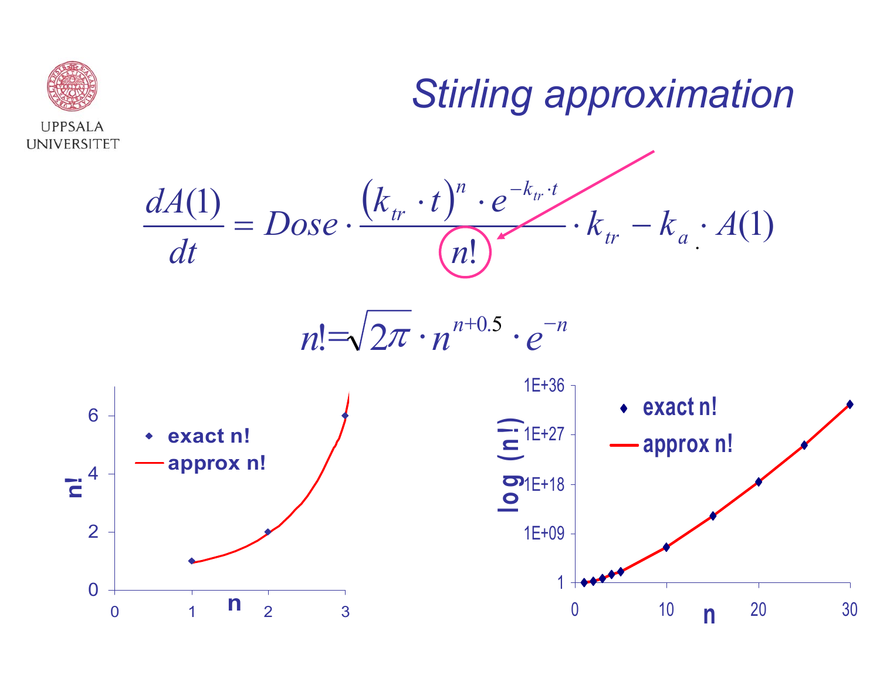# Stirling approximation

$$\frac{dA(1)}{dt} = Dose \cdot \frac{(k_{tr} \cdot t)^n \cdot e^{-k_{tr} \cdot t}}{n!} \cdot k_{tr} - k_a \cdot A(1)$$

$$n! = \sqrt{2\pi} \cdot n^{n+0.5} \cdot e^{-n}$$

- exact n!
- approx n!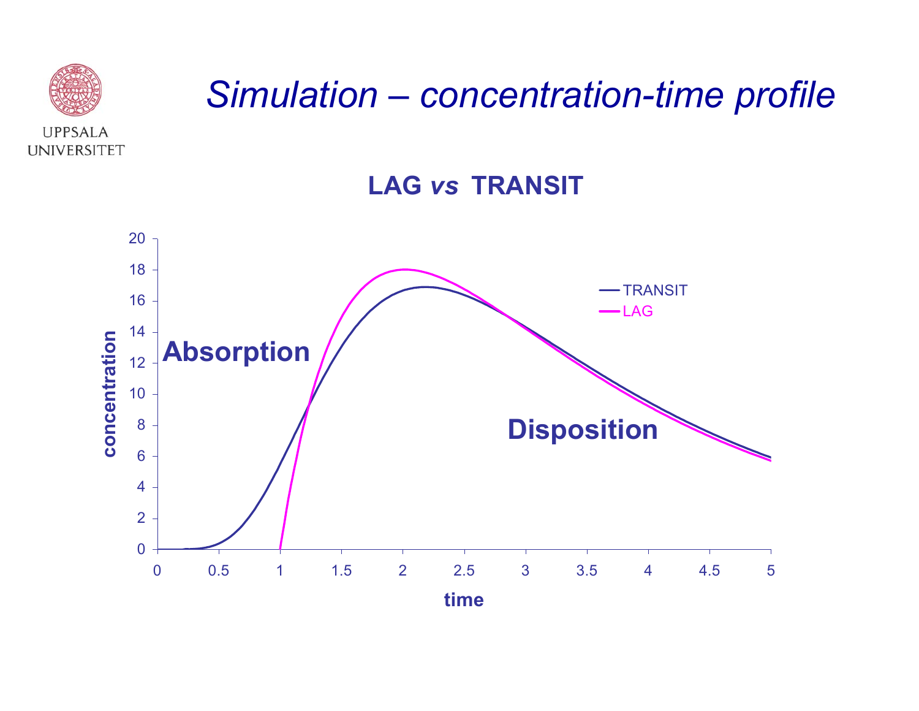# *Simulation – concentration-time profile*

## LAG *vs* TRANSIT

| time | 0 | 0.5 | 1 | 1.5 | 2 | 2.5 | 3 | 3.5 | 4 | 4.5 | 5 |
|---|---|---|---|---|---|---|---|---|---|---|---|

concentration (0–20)

Legend: TRANSIT, LAG

Absorption

Disposition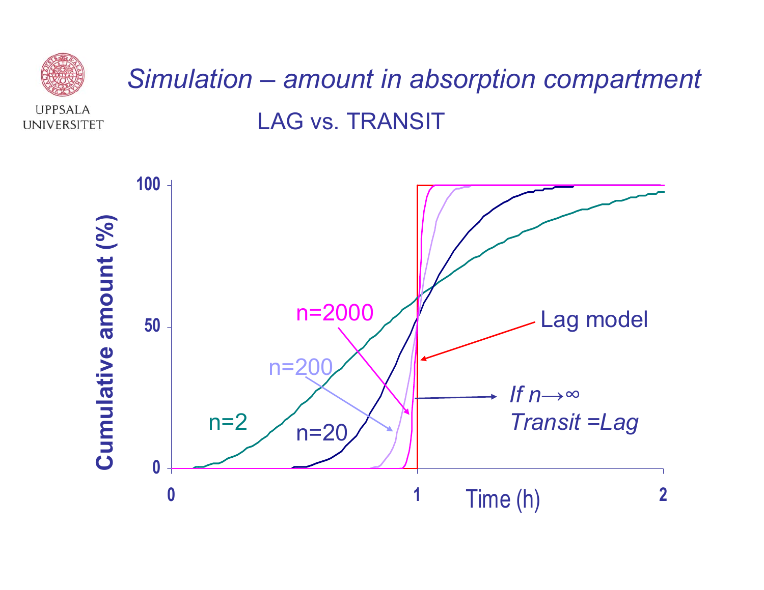# *Simulation – amount in absorption compartment*

## LAG vs. TRANSIT

Cumulative amount (%)

100

50

0

0 1 2

Time (h)

n=2000

n=200

n=2

n=20

Lag model

*If n→∞*

*Transit =Lag*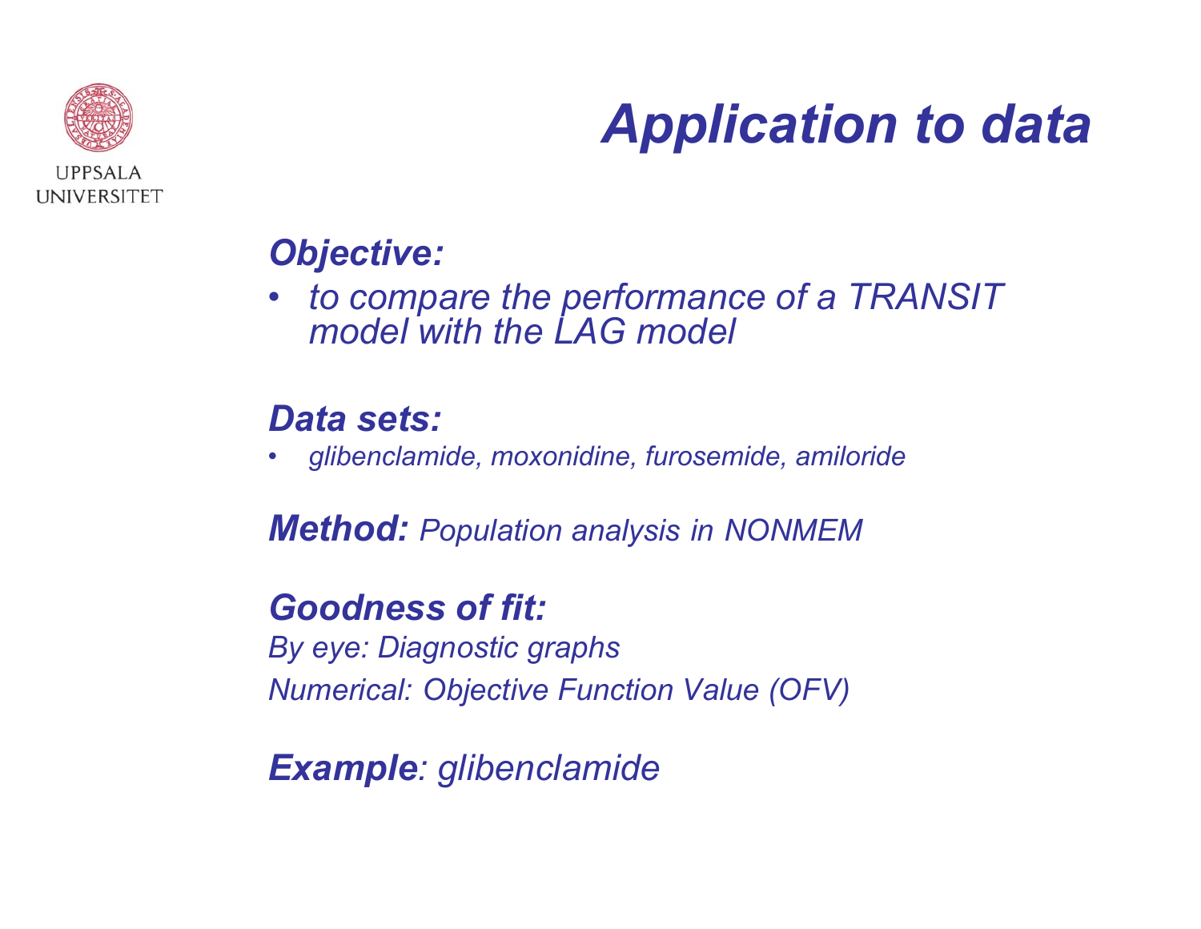# *Application to data*

***Objective:***

- *to compare the performance of a TRANSIT model with the LAG model*

***Data sets:***

- *glibenclamide, moxonidine, furosemide, amiloride*

***Method:*** *Population analysis in NONMEM*

***Goodness of fit:***

*By eye: Diagnostic graphs*

*Numerical: Objective Function Value (OFV)*

***Example***: *glibenclamide*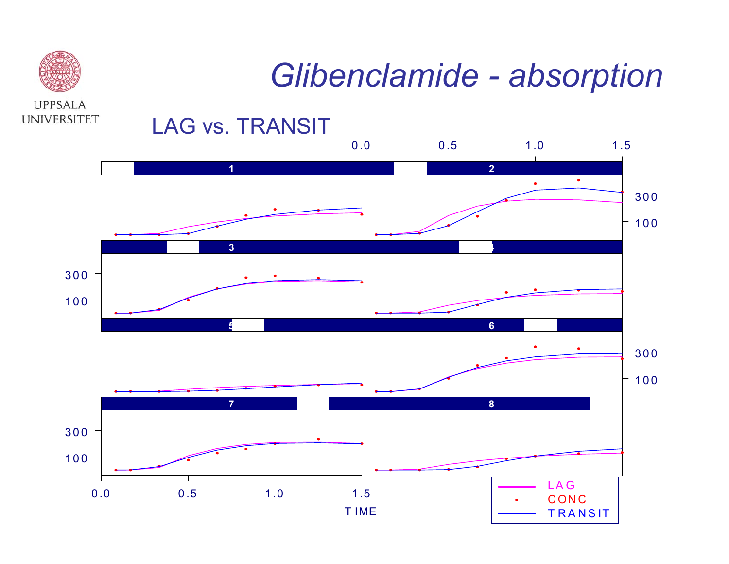# Glibenclamide - absorption

## LAG vs. TRANSIT

0.0 0.5 1.0 1.5

1 2

300
100

3 4

300
100

5 6

300
100

7 8

300
100

0.0 0.5 1.0 1.5

TIME

LAG
CONC
TRANSIT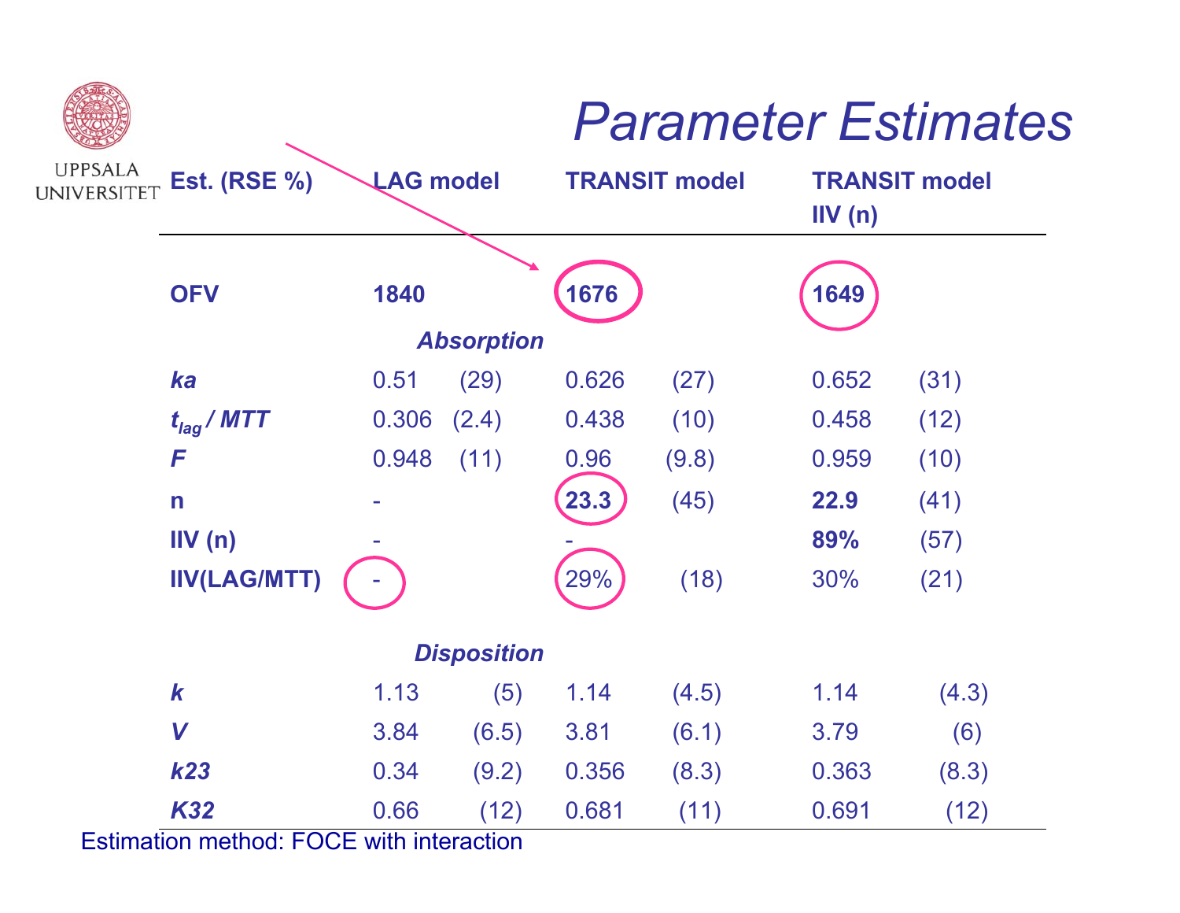# Parameter Estimates

| Est. (RSE %) | LAG model | | TRANSIT model | | TRANSIT model IIV (n) | |
|---|---|---|---|---|---|---|
| **OFV** | **1840** | | **1676** | | **1649** | |
| | | ***Absorption*** | | | | |
| ***ka*** | 0.51 | (29) | 0.626 | (27) | 0.652 | (31) |
| ***$t_{lag}$ / MTT*** | 0.306 | (2.4) | 0.438 | (10) | 0.458 | (12) |
| ***F*** | 0.948 | (11) | 0.96 | (9.8) | 0.959 | (10) |
| **n** | - | | **23.3** | (45) | **22.9** | (41) |
| **IIV (n)** | - | | - | | **89%** | (57) |
| **IIV(LAG/MTT)** | - | | 29% | (18) | 30% | (21) |
| | | ***Disposition*** | | | | |
| ***k*** | 1.13 | (5) | 1.14 | (4.5) | 1.14 | (4.3) |
| ***V*** | 3.84 | (6.5) | 3.81 | (6.1) | 3.79 | (6) |
| ***k23*** | 0.34 | (9.2) | 0.356 | (8.3) | 0.363 | (8.3) |
| ***K32*** | 0.66 | (12) | 0.681 | (11) | 0.691 | (12) |

Estimation method: FOCE with interaction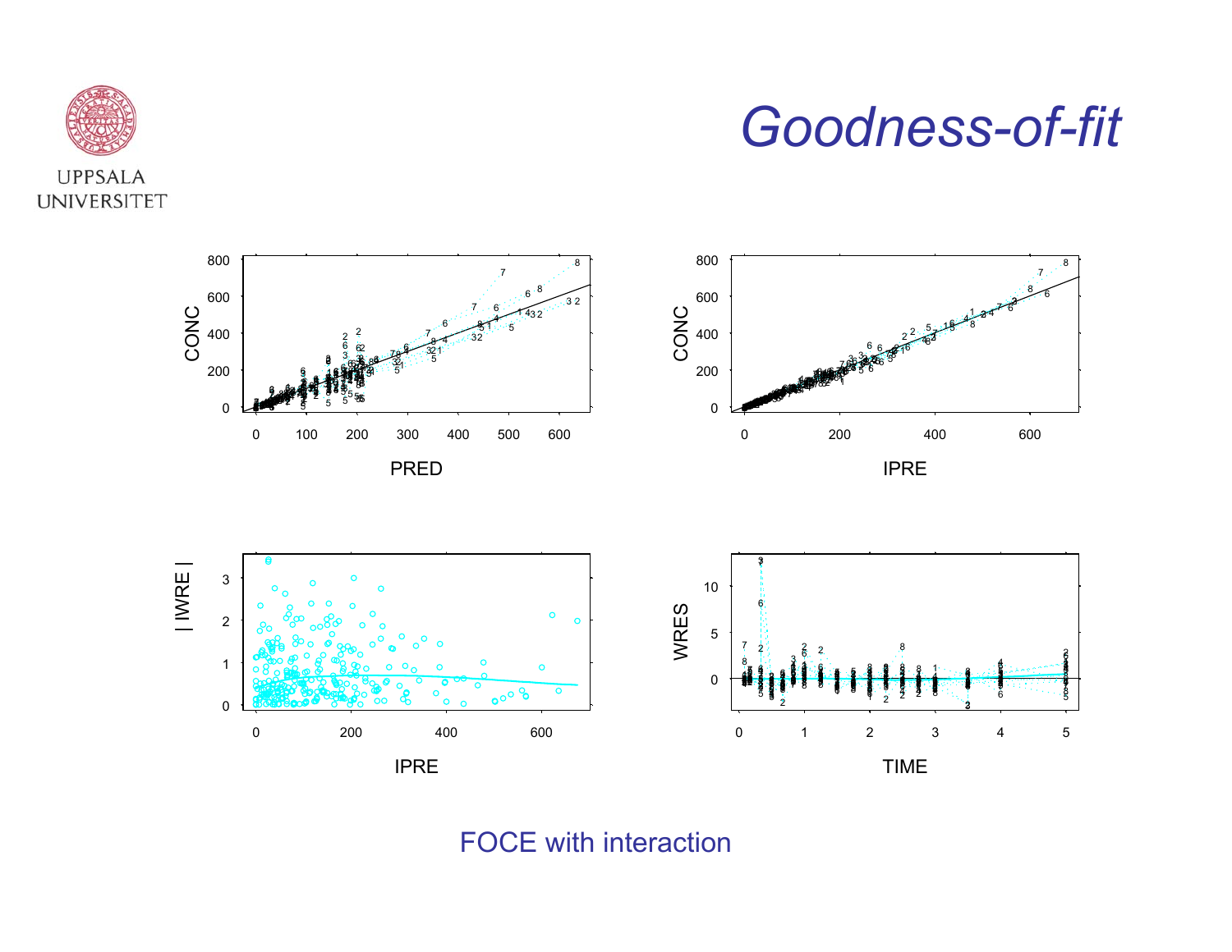# Goodness-of-fit

FOCE with interaction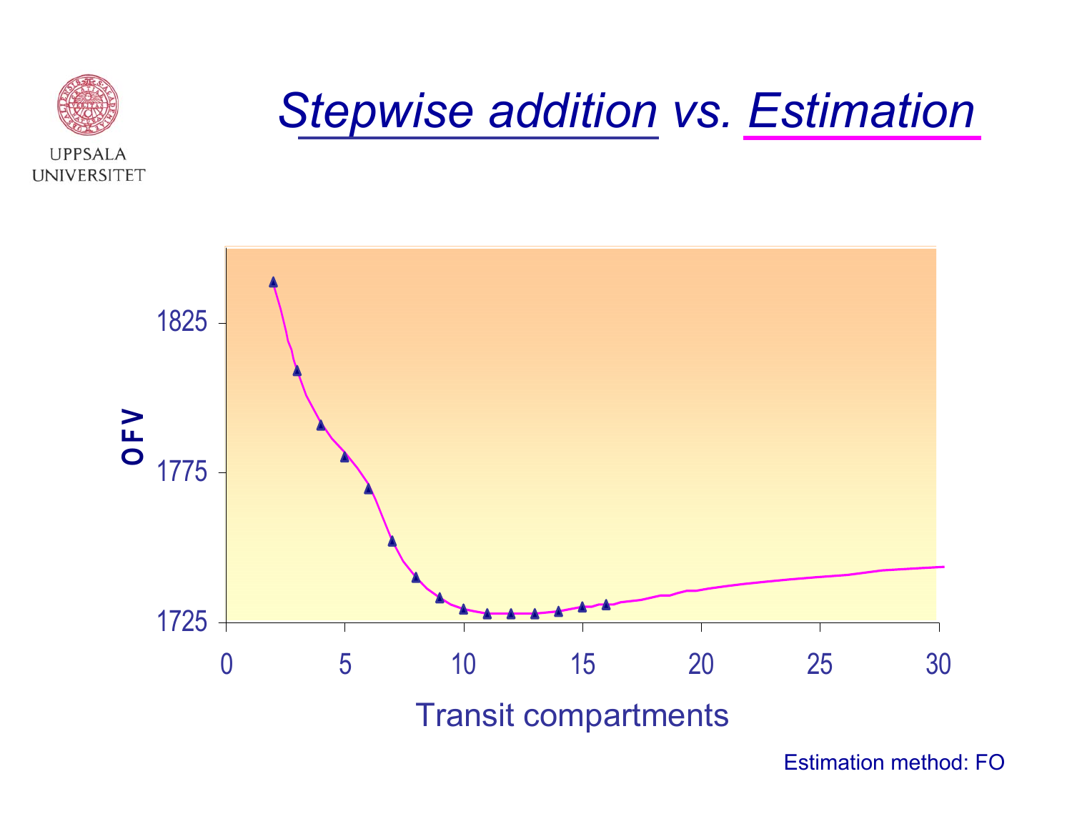# *Stepwise addition vs. Estimation*

Estimation method: FO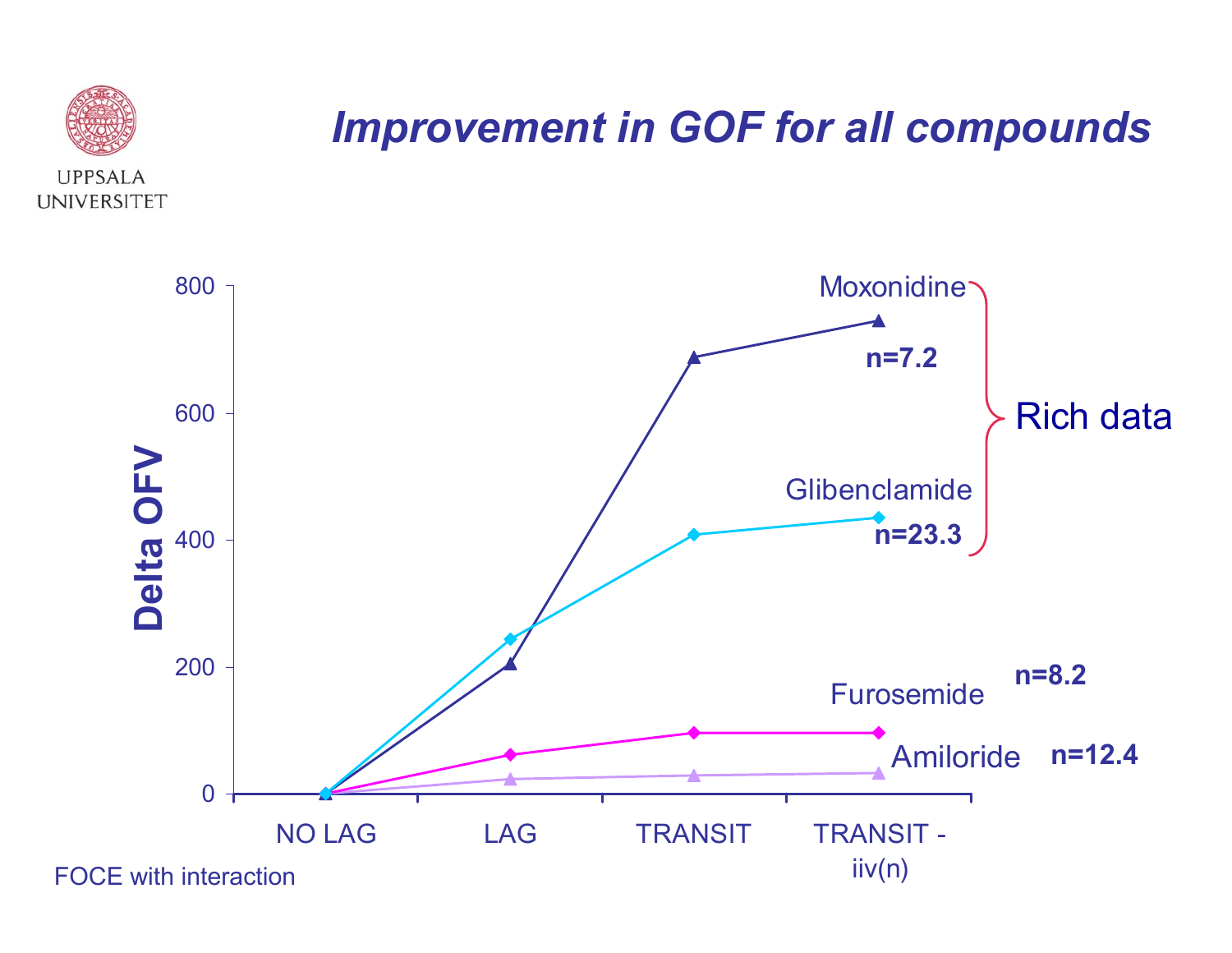# *Improvement in GOF for all compounds*

Delta OFV

| | NO LAG | LAG | TRANSIT | TRANSIT - iiv(n) |
|---|---|---|---|---|
| Moxonidine (n=7.2) | 0 | ~205 | ~688 | ~745 |
| Glibenclamide (n=23.3) | 0 | ~244 | ~408 | ~435 |
| Furosemide (n=8.2) | 0 | ~62 | ~96 | ~96 |
| Amiloride (n=12.4) | 0 | ~23 | ~29 | ~33 |

Rich data: Moxonidine, Glibenclamide

FOCE with interaction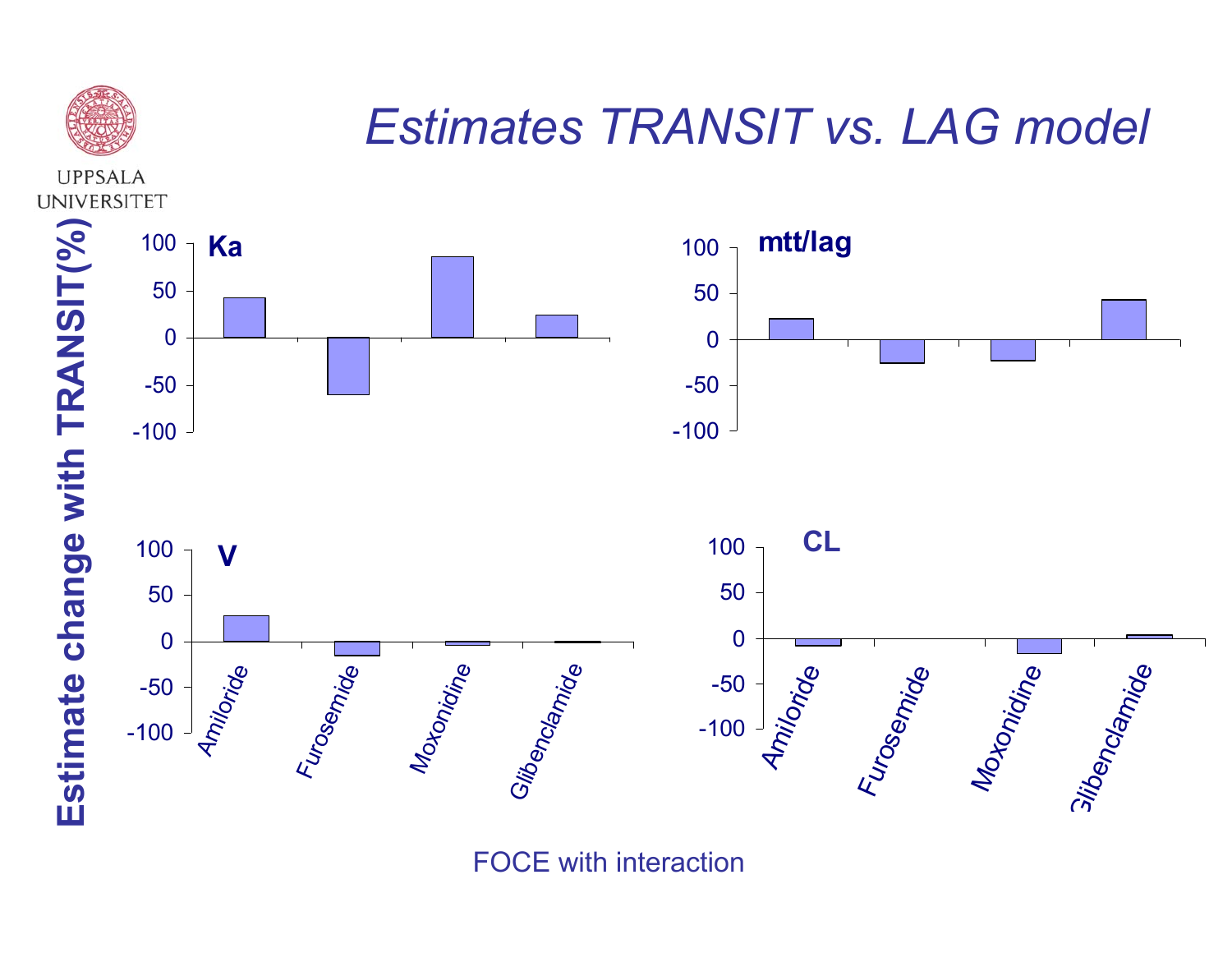# Estimates TRANSIT vs. LAG model

Estimate change with TRANSIT(%)

**Ka**

**mtt/lag**

**V**

**CL**

Amiloride, Furosemide, Moxonidine, Glibenclamide

FOCE with interaction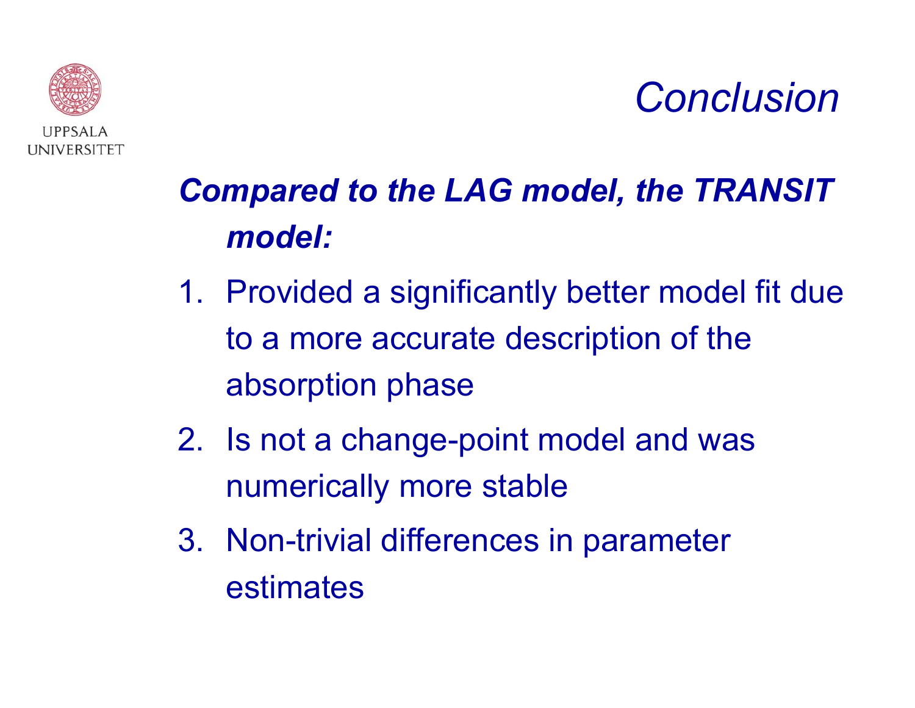# Conclusion

***Compared to the LAG model, the TRANSIT model:***

1. Provided a significantly better model fit due to a more accurate description of the absorption phase
2. Is not a change-point model and was numerically more stable
3. Non-trivial differences in parameter estimates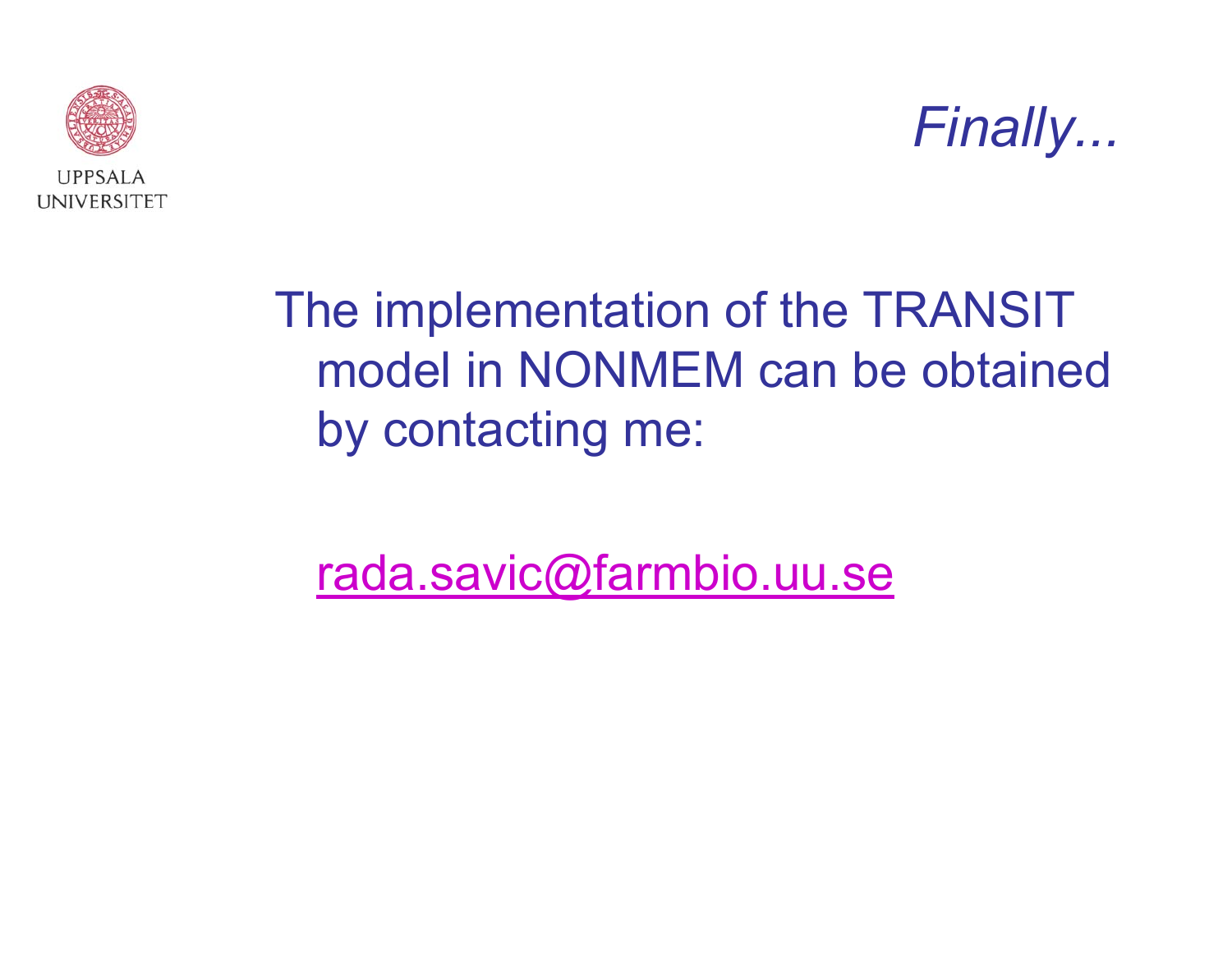UPPSALA
UNIVERSITET

# *Finally...*

The implementation of the TRANSIT model in NONMEM can be obtained by contacting me:

rada.savic@farmbio.uu.se